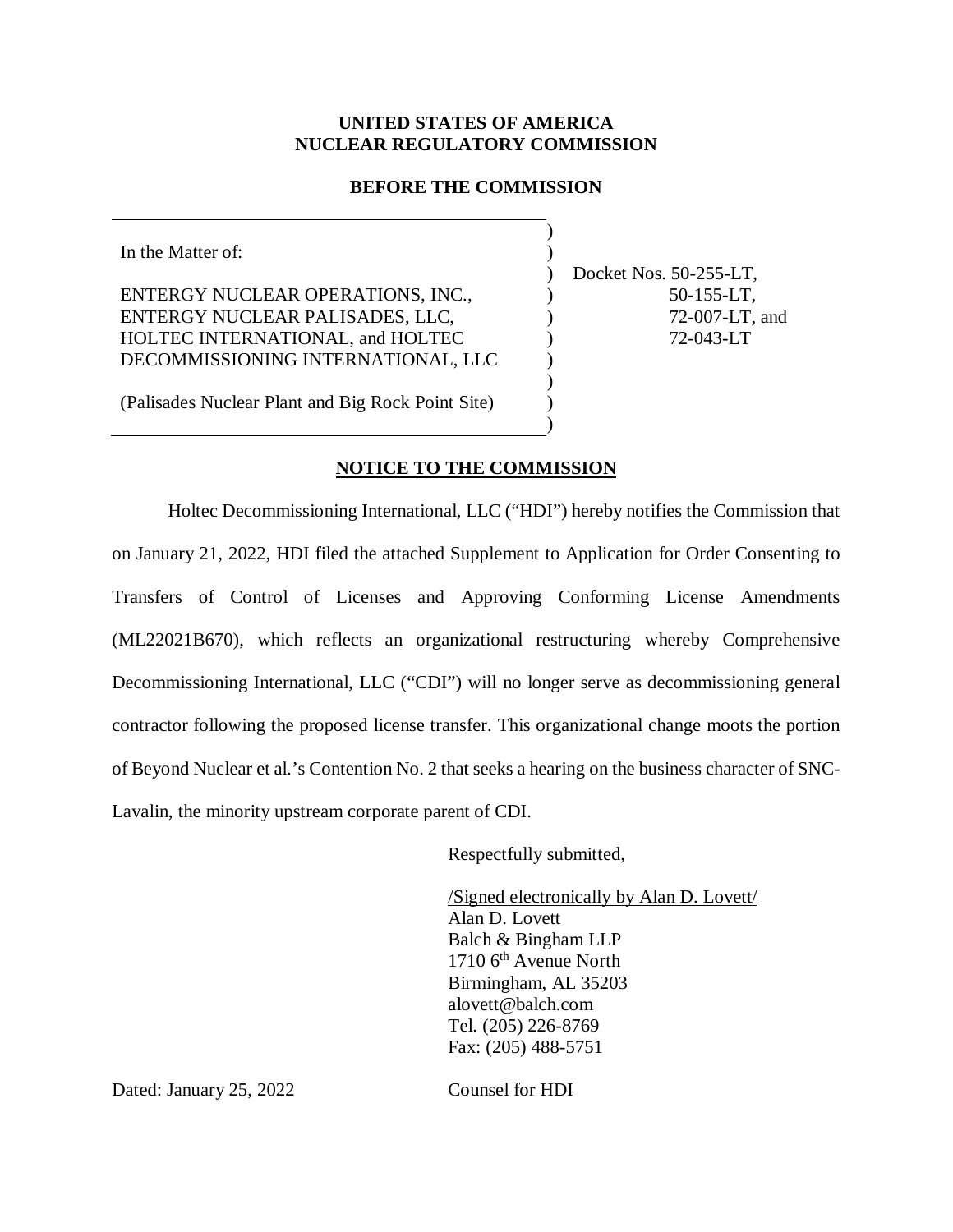**UNITED STATES OF AMERICA**
**NUCLEAR REGULATORY COMMISSION**

**BEFORE THE COMMISSION**

| | | |
|---|---|---|
| In the Matter of: | ) | |
| | ) | |
| ENTERGY NUCLEAR OPERATIONS, INC., ENTERGY NUCLEAR PALISADES, LLC, HOLTEC INTERNATIONAL, and HOLTEC DECOMMISSIONING INTERNATIONAL, LLC | ) | Docket Nos. 50-255-LT, 50-155-LT, 72-007-LT, and 72-043-LT |
| | ) | |
| (Palisades Nuclear Plant and Big Rock Point Site) | ) | |

**NOTICE TO THE COMMISSION**

Holtec Decommissioning International, LLC ("HDI") hereby notifies the Commission that on January 21, 2022, HDI filed the attached Supplement to Application for Order Consenting to Transfers of Control of Licenses and Approving Conforming License Amendments (ML22021B670), which reflects an organizational restructuring whereby Comprehensive Decommissioning International, LLC ("CDI") will no longer serve as decommissioning general contractor following the proposed license transfer. This organizational change moots the portion of Beyond Nuclear et al.'s Contention No. 2 that seeks a hearing on the business character of SNC-Lavalin, the minority upstream corporate parent of CDI.

Respectfully submitted,

/Signed electronically by Alan D. Lovett/
Alan D. Lovett
Balch & Bingham LLP
1710 6th Avenue North
Birmingham, AL 35203
alovett@balch.com
Tel. (205) 226-8769
Fax: (205) 488-5751

Dated: January 25, 2022

Counsel for HDI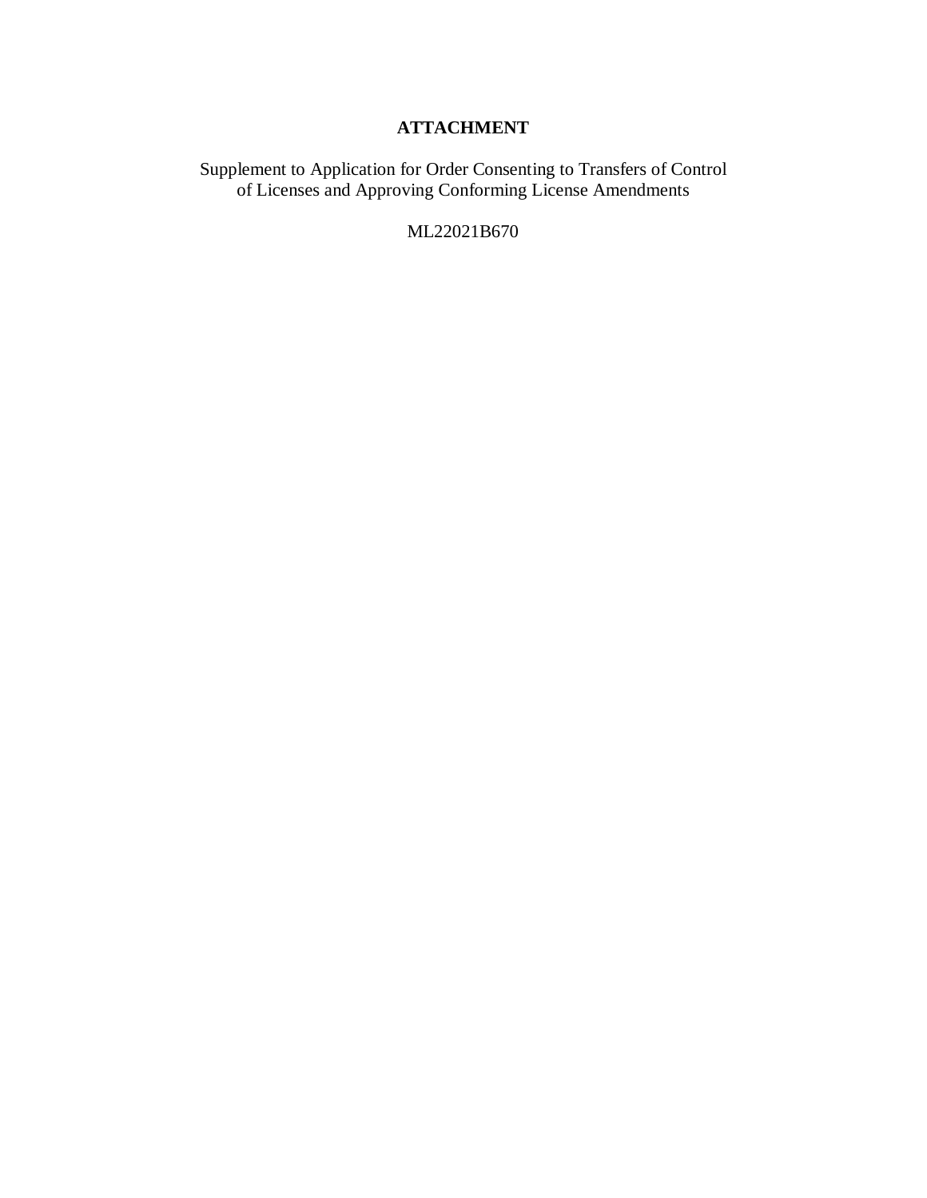**ATTACHMENT**

Supplement to Application for Order Consenting to Transfers of Control of Licenses and Approving Conforming License Amendments

ML22021B670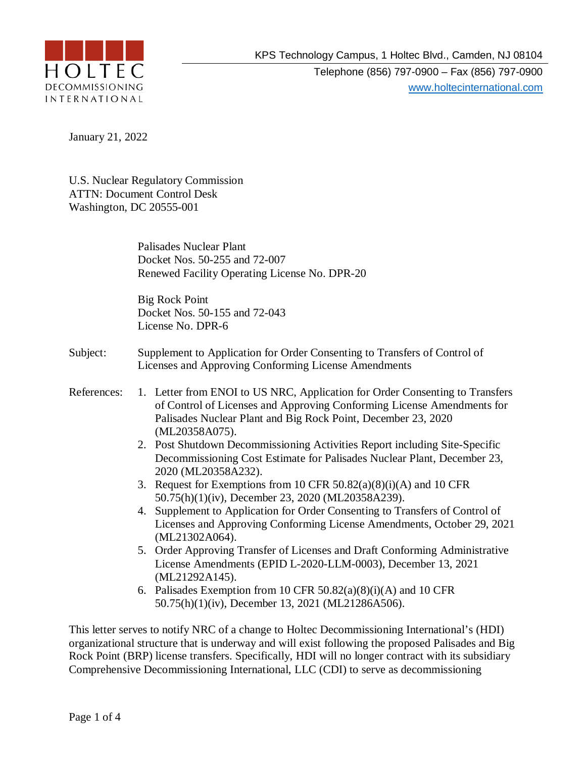January 21, 2022

U.S. Nuclear Regulatory Commission
ATTN: Document Control Desk
Washington, DC 20555-001

Palisades Nuclear Plant
Docket Nos. 50-255 and 72-007
Renewed Facility Operating License No. DPR-20

Big Rock Point
Docket Nos. 50-155 and 72-043
License No. DPR-6

Subject: Supplement to Application for Order Consenting to Transfers of Control of Licenses and Approving Conforming License Amendments

References:

1. Letter from ENOI to US NRC, Application for Order Consenting to Transfers of Control of Licenses and Approving Conforming License Amendments for Palisades Nuclear Plant and Big Rock Point, December 23, 2020 (ML20358A075).
2. Post Shutdown Decommissioning Activities Report including Site-Specific Decommissioning Cost Estimate for Palisades Nuclear Plant, December 23, 2020 (ML20358A232).
3. Request for Exemptions from 10 CFR 50.82(a)(8)(i)(A) and 10 CFR 50.75(h)(1)(iv), December 23, 2020 (ML20358A239).
4. Supplement to Application for Order Consenting to Transfers of Control of Licenses and Approving Conforming License Amendments, October 29, 2021 (ML21302A064).
5. Order Approving Transfer of Licenses and Draft Conforming Administrative License Amendments (EPID L-2020-LLM-0003), December 13, 2021 (ML21292A145).
6. Palisades Exemption from 10 CFR 50.82(a)(8)(i)(A) and 10 CFR 50.75(h)(1)(iv), December 13, 2021 (ML21286A506).

This letter serves to notify NRC of a change to Holtec Decommissioning International's (HDI) organizational structure that is underway and will exist following the proposed Palisades and Big Rock Point (BRP) license transfers. Specifically, HDI will no longer contract with its subsidiary Comprehensive Decommissioning International, LLC (CDI) to serve as decommissioning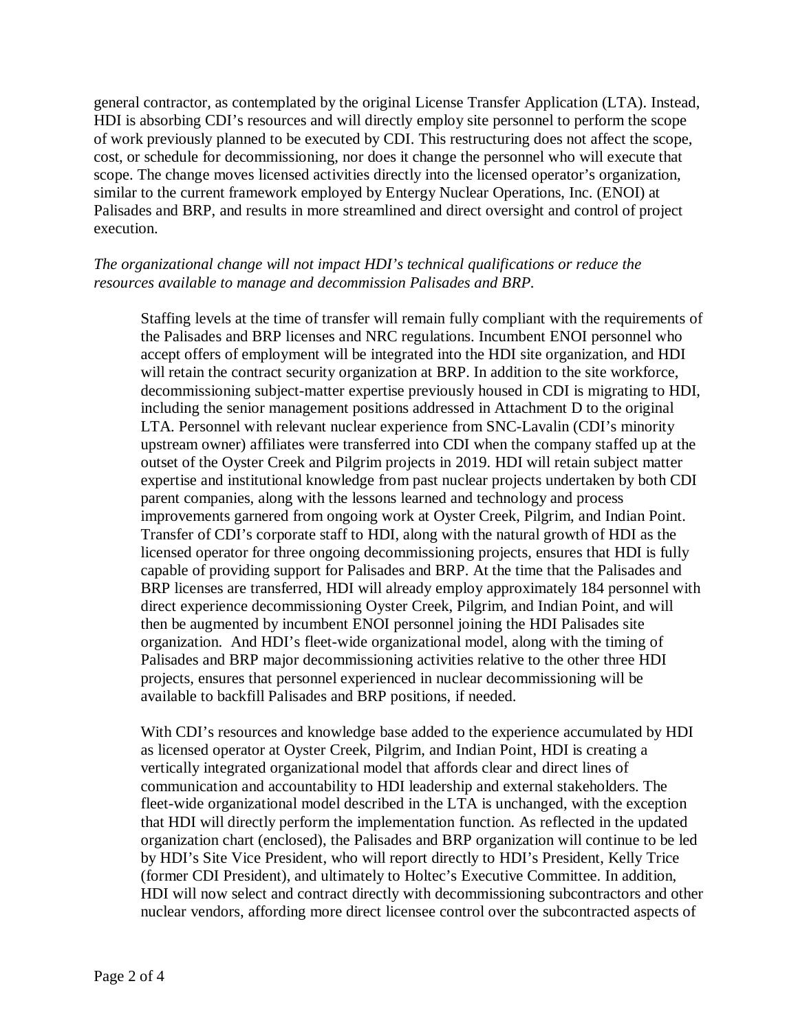general contractor, as contemplated by the original License Transfer Application (LTA). Instead, HDI is absorbing CDI's resources and will directly employ site personnel to perform the scope of work previously planned to be executed by CDI. This restructuring does not affect the scope, cost, or schedule for decommissioning, nor does it change the personnel who will execute that scope. The change moves licensed activities directly into the licensed operator's organization, similar to the current framework employed by Entergy Nuclear Operations, Inc. (ENOI) at Palisades and BRP, and results in more streamlined and direct oversight and control of project execution.

*The organizational change will not impact HDI's technical qualifications or reduce the resources available to manage and decommission Palisades and BRP.*

> Staffing levels at the time of transfer will remain fully compliant with the requirements of the Palisades and BRP licenses and NRC regulations. Incumbent ENOI personnel who accept offers of employment will be integrated into the HDI site organization, and HDI will retain the contract security organization at BRP. In addition to the site workforce, decommissioning subject-matter expertise previously housed in CDI is migrating to HDI, including the senior management positions addressed in Attachment D to the original LTA. Personnel with relevant nuclear experience from SNC-Lavalin (CDI's minority upstream owner) affiliates were transferred into CDI when the company staffed up at the outset of the Oyster Creek and Pilgrim projects in 2019. HDI will retain subject matter expertise and institutional knowledge from past nuclear projects undertaken by both CDI parent companies, along with the lessons learned and technology and process improvements garnered from ongoing work at Oyster Creek, Pilgrim, and Indian Point. Transfer of CDI's corporate staff to HDI, along with the natural growth of HDI as the licensed operator for three ongoing decommissioning projects, ensures that HDI is fully capable of providing support for Palisades and BRP. At the time that the Palisades and BRP licenses are transferred, HDI will already employ approximately 184 personnel with direct experience decommissioning Oyster Creek, Pilgrim, and Indian Point, and will then be augmented by incumbent ENOI personnel joining the HDI Palisades site organization. And HDI's fleet-wide organizational model, along with the timing of Palisades and BRP major decommissioning activities relative to the other three HDI projects, ensures that personnel experienced in nuclear decommissioning will be available to backfill Palisades and BRP positions, if needed.
>
> With CDI's resources and knowledge base added to the experience accumulated by HDI as licensed operator at Oyster Creek, Pilgrim, and Indian Point, HDI is creating a vertically integrated organizational model that affords clear and direct lines of communication and accountability to HDI leadership and external stakeholders. The fleet-wide organizational model described in the LTA is unchanged, with the exception that HDI will directly perform the implementation function. As reflected in the updated organization chart (enclosed), the Palisades and BRP organization will continue to be led by HDI's Site Vice President, who will report directly to HDI's President, Kelly Trice (former CDI President), and ultimately to Holtec's Executive Committee. In addition, HDI will now select and contract directly with decommissioning subcontractors and other nuclear vendors, affording more direct licensee control over the subcontracted aspects of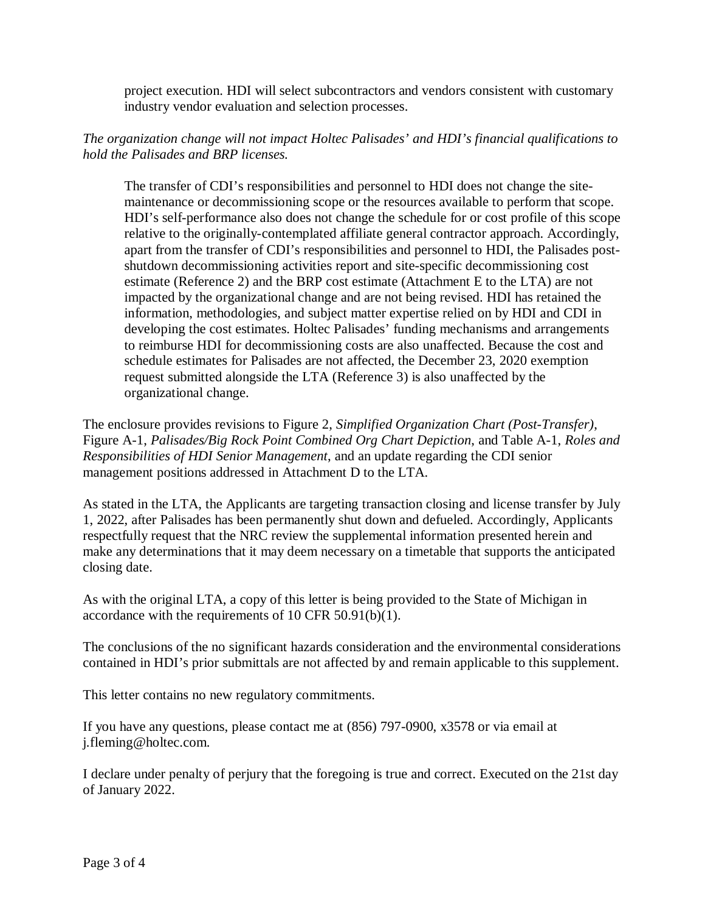project execution. HDI will select subcontractors and vendors consistent with customary industry vendor evaluation and selection processes.

*The organization change will not impact Holtec Palisades' and HDI's financial qualifications to hold the Palisades and BRP licenses.*

The transfer of CDI's responsibilities and personnel to HDI does not change the site-maintenance or decommissioning scope or the resources available to perform that scope. HDI's self-performance also does not change the schedule for or cost profile of this scope relative to the originally-contemplated affiliate general contractor approach. Accordingly, apart from the transfer of CDI's responsibilities and personnel to HDI, the Palisades post-shutdown decommissioning activities report and site-specific decommissioning cost estimate (Reference 2) and the BRP cost estimate (Attachment E to the LTA) are not impacted by the organizational change and are not being revised. HDI has retained the information, methodologies, and subject matter expertise relied on by HDI and CDI in developing the cost estimates. Holtec Palisades' funding mechanisms and arrangements to reimburse HDI for decommissioning costs are also unaffected. Because the cost and schedule estimates for Palisades are not affected, the December 23, 2020 exemption request submitted alongside the LTA (Reference 3) is also unaffected by the organizational change.

The enclosure provides revisions to Figure 2, *Simplified Organization Chart (Post-Transfer)*, Figure A-1, *Palisades/Big Rock Point Combined Org Chart Depiction*, and Table A-1, *Roles and Responsibilities of HDI Senior Management*, and an update regarding the CDI senior management positions addressed in Attachment D to the LTA.

As stated in the LTA, the Applicants are targeting transaction closing and license transfer by July 1, 2022, after Palisades has been permanently shut down and defueled. Accordingly, Applicants respectfully request that the NRC review the supplemental information presented herein and make any determinations that it may deem necessary on a timetable that supports the anticipated closing date.

As with the original LTA, a copy of this letter is being provided to the State of Michigan in accordance with the requirements of 10 CFR 50.91(b)(1).

The conclusions of the no significant hazards consideration and the environmental considerations contained in HDI's prior submittals are not affected by and remain applicable to this supplement.

This letter contains no new regulatory commitments.

If you have any questions, please contact me at (856) 797-0900, x3578 or via email at j.fleming@holtec.com.

I declare under penalty of perjury that the foregoing is true and correct. Executed on the 21st day of January 2022.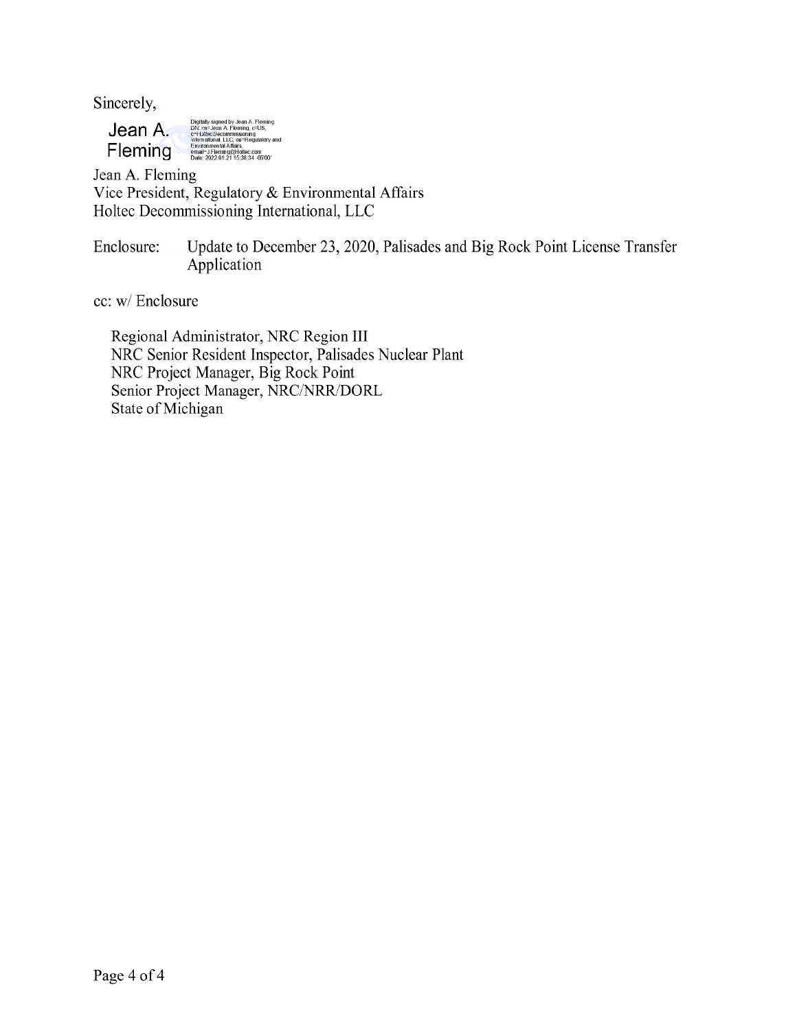Sincerely,

Jean A. Fleming
Digitally signed by Jean A. Fleming
DN: cn=Jean A. Fleming, c=US, o=Holtec Decommissioning International, LLC, ou=Regulatory and Environmental Affairs, email=J.Fleming@Holtec.com
Date: 2022.01.21 15:38:34 -05'00'

Jean A. Fleming
Vice President, Regulatory & Environmental Affairs
Holtec Decommissioning International, LLC

Enclosure: Update to December 23, 2020, Palisades and Big Rock Point License Transfer Application

cc: w/ Enclosure

Regional Administrator, NRC Region III
NRC Senior Resident Inspector, Palisades Nuclear Plant
NRC Project Manager, Big Rock Point
Senior Project Manager, NRC/NRR/DORL
State of Michigan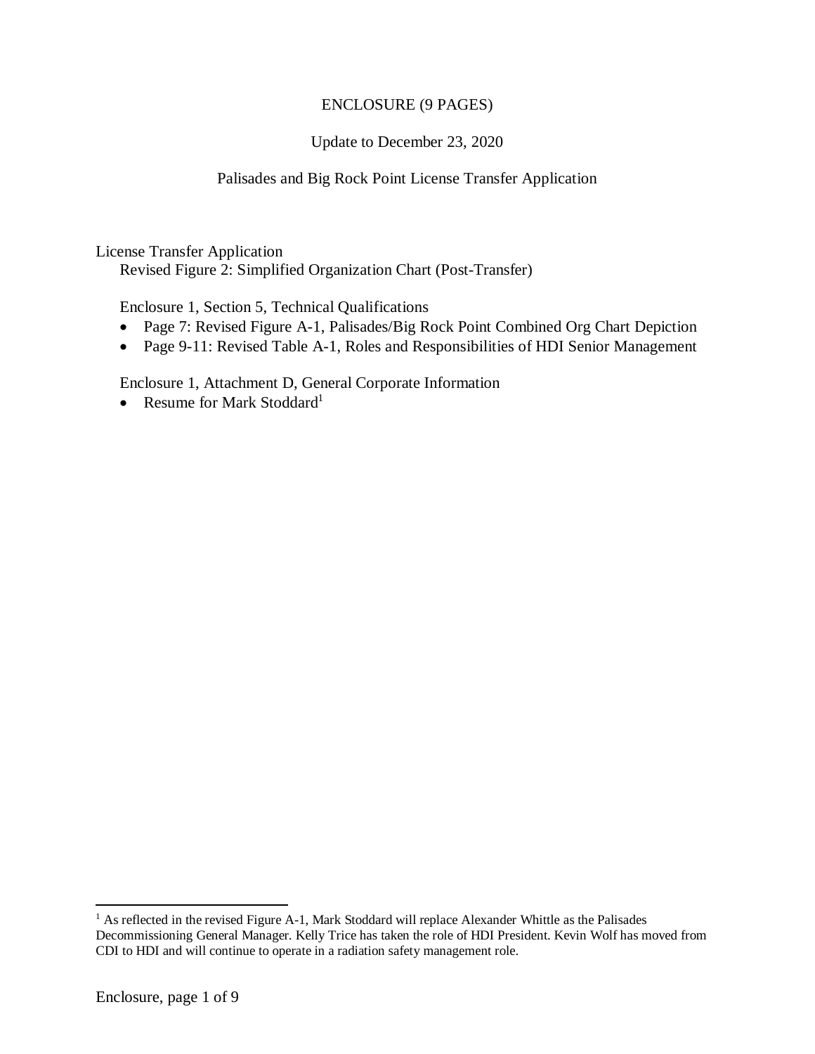ENCLOSURE (9 PAGES)

Update to December 23, 2020

Palisades and Big Rock Point License Transfer Application

License Transfer Application

Revised Figure 2: Simplified Organization Chart (Post-Transfer)

Enclosure 1, Section 5, Technical Qualifications

- Page 7: Revised Figure A-1, Palisades/Big Rock Point Combined Org Chart Depiction
- Page 9-11: Revised Table A-1, Roles and Responsibilities of HDI Senior Management

Enclosure 1, Attachment D, General Corporate Information

- Resume for Mark Stoddard[1]

[1] As reflected in the revised Figure A-1, Mark Stoddard will replace Alexander Whittle as the Palisades Decommissioning General Manager. Kelly Trice has taken the role of HDI President. Kevin Wolf has moved from CDI to HDI and will continue to operate in a radiation safety management role.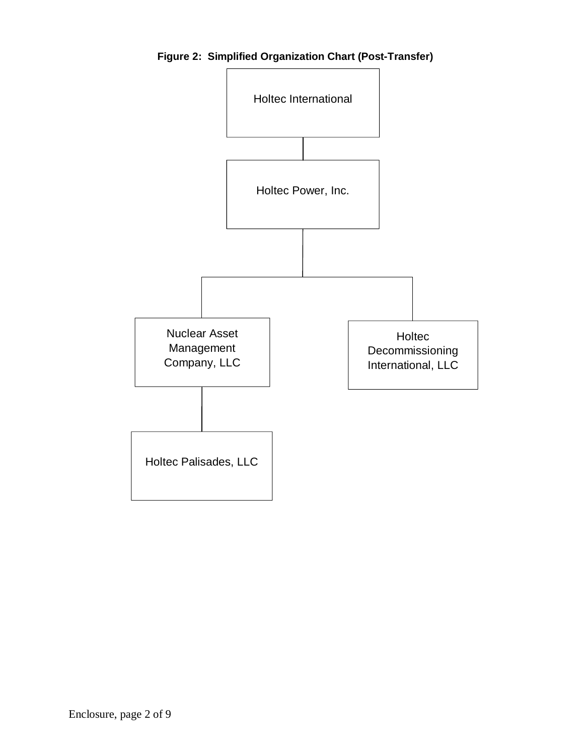**Figure 2: Simplified Organization Chart (Post-Transfer)**

- Holtec International
  - Holtec Power, Inc.
    - Nuclear Asset Management Company, LLC
      - Holtec Palisades, LLC
    - Holtec Decommissioning International, LLC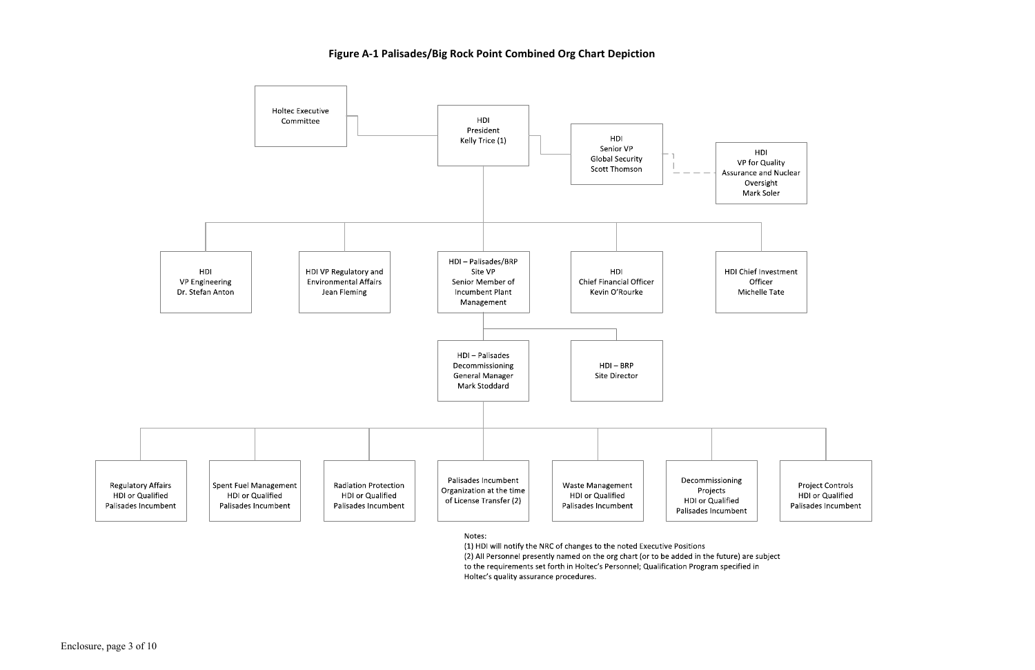**Figure A-1 Palisades/Big Rock Point Combined Org Chart Depiction**

- Holtec Executive Committee
- HDI President Kelly Trice (1)
  - HDI Senior VP Global Security Scott Thomson
    - HDI VP for Quality Assurance and Nuclear Oversight Mark Soler
  - HDI VP Engineering Dr. Stefan Anton
  - HDI VP Regulatory and Environmental Affairs Jean Fleming
  - HDI – Palisades/BRP Site VP Senior Member of Incumbent Plant Management
    - HDI – Palisades Decommissioning General Manager Mark Stoddard
      - Regulatory Affairs HDI or Qualified Palisades Incumbent
      - Spent Fuel Management HDI or Qualified Palisades Incumbent
      - Radiation Protection HDI or Qualified Palisades Incumbent
      - Palisades Incumbent Organization at the time of License Transfer (2)
      - Waste Management HDI or Qualified Palisades Incumbent
      - Decommissioning Projects HDI or Qualified Palisades Incumbent
      - Project Controls HDI or Qualified Palisades Incumbent
    - HDI – BRP Site Director
  - HDI Chief Financial Officer Kevin O'Rourke
  - HDI Chief Investment Officer Michelle Tate

Notes:
(1) HDI will notify the NRC of changes to the noted Executive Positions
(2) All Personnel presently named on the org chart (or to be added in the future) are subject to the requirements set forth in Holtec's Personnel; Qualification Program specified in Holtec's quality assurance procedures.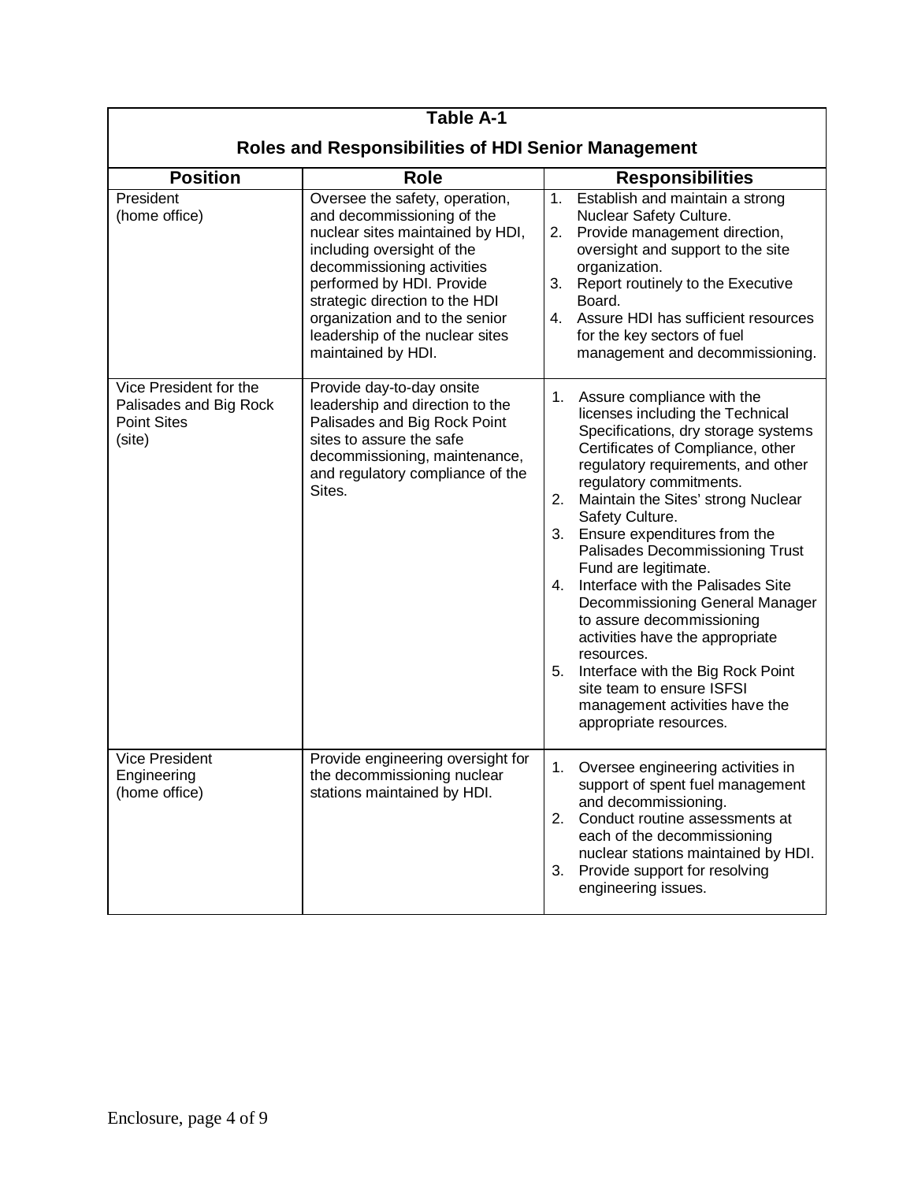**Table A-1**

**Roles and Responsibilities of HDI Senior Management**

| Position | Role | Responsibilities |
|---|---|---|
| President (home office) | Oversee the safety, operation, and decommissioning of the nuclear sites maintained by HDI, including oversight of the decommissioning activities performed by HDI. Provide strategic direction to the HDI organization and to the senior leadership of the nuclear sites maintained by HDI. | 1. Establish and maintain a strong Nuclear Safety Culture.<br>2. Provide management direction, oversight and support to the site organization.<br>3. Report routinely to the Executive Board.<br>4. Assure HDI has sufficient resources for the key sectors of fuel management and decommissioning. |
| Vice President for the Palisades and Big Rock Point Sites (site) | Provide day-to-day onsite leadership and direction to the Palisades and Big Rock Point sites to assure the safe decommissioning, maintenance, and regulatory compliance of the Sites. | 1. Assure compliance with the licenses including the Technical Specifications, dry storage systems Certificates of Compliance, other regulatory requirements, and other regulatory commitments.<br>2. Maintain the Sites' strong Nuclear Safety Culture.<br>3. Ensure expenditures from the Palisades Decommissioning Trust Fund are legitimate.<br>4. Interface with the Palisades Site Decommissioning General Manager to assure decommissioning activities have the appropriate resources.<br>5. Interface with the Big Rock Point site team to ensure ISFSI management activities have the appropriate resources. |
| Vice President Engineering (home office) | Provide engineering oversight for the decommissioning nuclear stations maintained by HDI. | 1. Oversee engineering activities in support of spent fuel management and decommissioning.<br>2. Conduct routine assessments at each of the decommissioning nuclear stations maintained by HDI.<br>3. Provide support for resolving engineering issues. |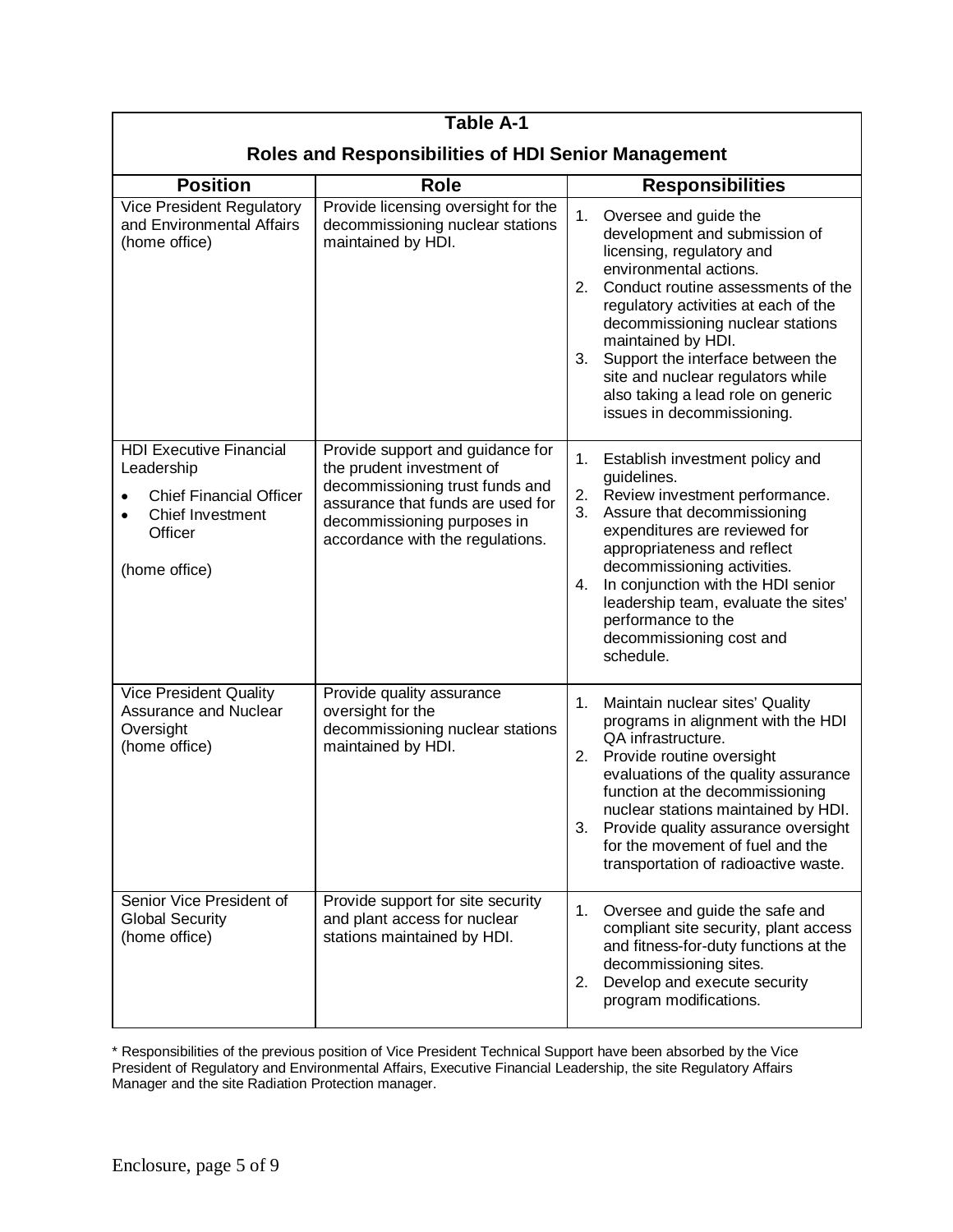**Table A-1**

**Roles and Responsibilities of HDI Senior Management**

| Position | Role | Responsibilities |
|---|---|---|
| Vice President Regulatory and Environmental Affairs (home office) | Provide licensing oversight for the decommissioning nuclear stations maintained by HDI. | 1. Oversee and guide the development and submission of licensing, regulatory and environmental actions.<br>2. Conduct routine assessments of the regulatory activities at each of the decommissioning nuclear stations maintained by HDI.<br>3. Support the interface between the site and nuclear regulators while also taking a lead role on generic issues in decommissioning. |
| HDI Executive Financial Leadership<br>• Chief Financial Officer<br>• Chief Investment Officer<br><br>(home office) | Provide support and guidance for the prudent investment of decommissioning trust funds and assurance that funds are used for decommissioning purposes in accordance with the regulations. | 1. Establish investment policy and guidelines.<br>2. Review investment performance.<br>3. Assure that decommissioning expenditures are reviewed for appropriateness and reflect decommissioning activities.<br>4. In conjunction with the HDI senior leadership team, evaluate the sites' performance to the decommissioning cost and schedule. |
| Vice President Quality Assurance and Nuclear Oversight (home office) | Provide quality assurance oversight for the decommissioning nuclear stations maintained by HDI. | 1. Maintain nuclear sites' Quality programs in alignment with the HDI QA infrastructure.<br>2. Provide routine oversight evaluations of the quality assurance function at the decommissioning nuclear stations maintained by HDI.<br>3. Provide quality assurance oversight for the movement of fuel and the transportation of radioactive waste. |
| Senior Vice President of Global Security (home office) | Provide support for site security and plant access for nuclear stations maintained by HDI. | 1. Oversee and guide the safe and compliant site security, plant access and fitness-for-duty functions at the decommissioning sites.<br>2. Develop and execute security program modifications. |

* Responsibilities of the previous position of Vice President Technical Support have been absorbed by the Vice President of Regulatory and Environmental Affairs, Executive Financial Leadership, the site Regulatory Affairs Manager and the site Radiation Protection manager.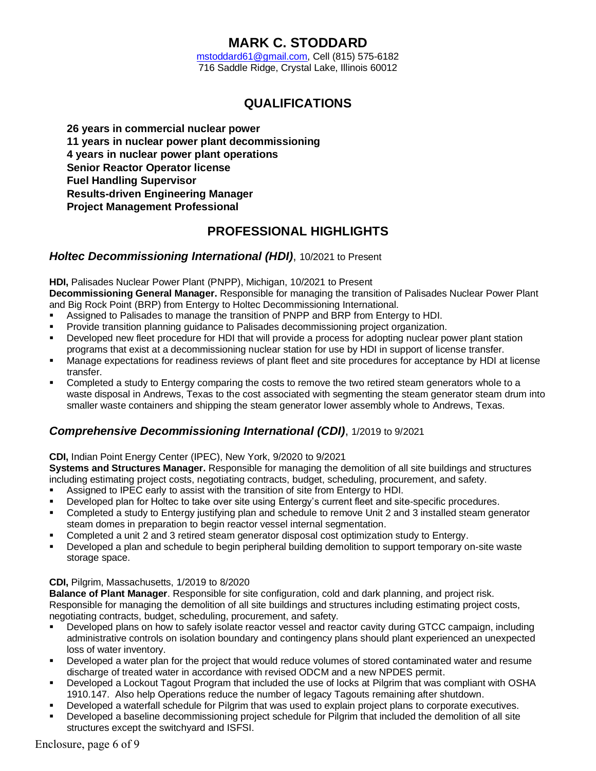# MARK C. STODDARD

mstoddard61@gmail.com, Cell (815) 575-6182
716 Saddle Ridge, Crystal Lake, Illinois 60012

## QUALIFICATIONS

**26 years in commercial nuclear power**
**11 years in nuclear power plant decommissioning**
**4 years in nuclear power plant operations**
**Senior Reactor Operator license**
**Fuel Handling Supervisor**
**Results-driven Engineering Manager**
**Project Management Professional**

## PROFESSIONAL HIGHLIGHTS

### ***Holtec Decommissioning International (HDI)***, 10/2021 to Present

**HDI,** Palisades Nuclear Power Plant (PNPP), Michigan, 10/2021 to Present
**Decommissioning General Manager.** Responsible for managing the transition of Palisades Nuclear Power Plant and Big Rock Point (BRP) from Entergy to Holtec Decommissioning International.

- Assigned to Palisades to manage the transition of PNPP and BRP from Entergy to HDI.
- Provide transition planning guidance to Palisades decommissioning project organization.
- Developed new fleet procedure for HDI that will provide a process for adopting nuclear power plant station programs that exist at a decommissioning nuclear station for use by HDI in support of license transfer.
- Manage expectations for readiness reviews of plant fleet and site procedures for acceptance by HDI at license transfer.
- Completed a study to Entergy comparing the costs to remove the two retired steam generators whole to a waste disposal in Andrews, Texas to the cost associated with segmenting the steam generator steam drum into smaller waste containers and shipping the steam generator lower assembly whole to Andrews, Texas.

### ***Comprehensive Decommissioning International (CDI)***, 1/2019 to 9/2021

**CDI,** Indian Point Energy Center (IPEC), New York, 9/2020 to 9/2021
**Systems and Structures Manager.** Responsible for managing the demolition of all site buildings and structures including estimating project costs, negotiating contracts, budget, scheduling, procurement, and safety.

- Assigned to IPEC early to assist with the transition of site from Entergy to HDI.
- Developed plan for Holtec to take over site using Entergy's current fleet and site-specific procedures.
- Completed a study to Entergy justifying plan and schedule to remove Unit 2 and 3 installed steam generator steam domes in preparation to begin reactor vessel internal segmentation.
- Completed a unit 2 and 3 retired steam generator disposal cost optimization study to Entergy.
- Developed a plan and schedule to begin peripheral building demolition to support temporary on-site waste storage space.

**CDI,** Pilgrim, Massachusetts, 1/2019 to 8/2020
**Balance of Plant Manager**. Responsible for site configuration, cold and dark planning, and project risk. Responsible for managing the demolition of all site buildings and structures including estimating project costs, negotiating contracts, budget, scheduling, procurement, and safety.

- Developed plans on how to safely isolate reactor vessel and reactor cavity during GTCC campaign, including administrative controls on isolation boundary and contingency plans should plant experienced an unexpected loss of water inventory.
- Developed a water plan for the project that would reduce volumes of stored contaminated water and resume discharge of treated water in accordance with revised ODCM and a new NPDES permit.
- Developed a Lockout Tagout Program that included the use of locks at Pilgrim that was compliant with OSHA 1910.147. Also help Operations reduce the number of legacy Tagouts remaining after shutdown.
- Developed a waterfall schedule for Pilgrim that was used to explain project plans to corporate executives.
- Developed a baseline decommissioning project schedule for Pilgrim that included the demolition of all site structures except the switchyard and ISFSI.

Enclosure, page 6 of 9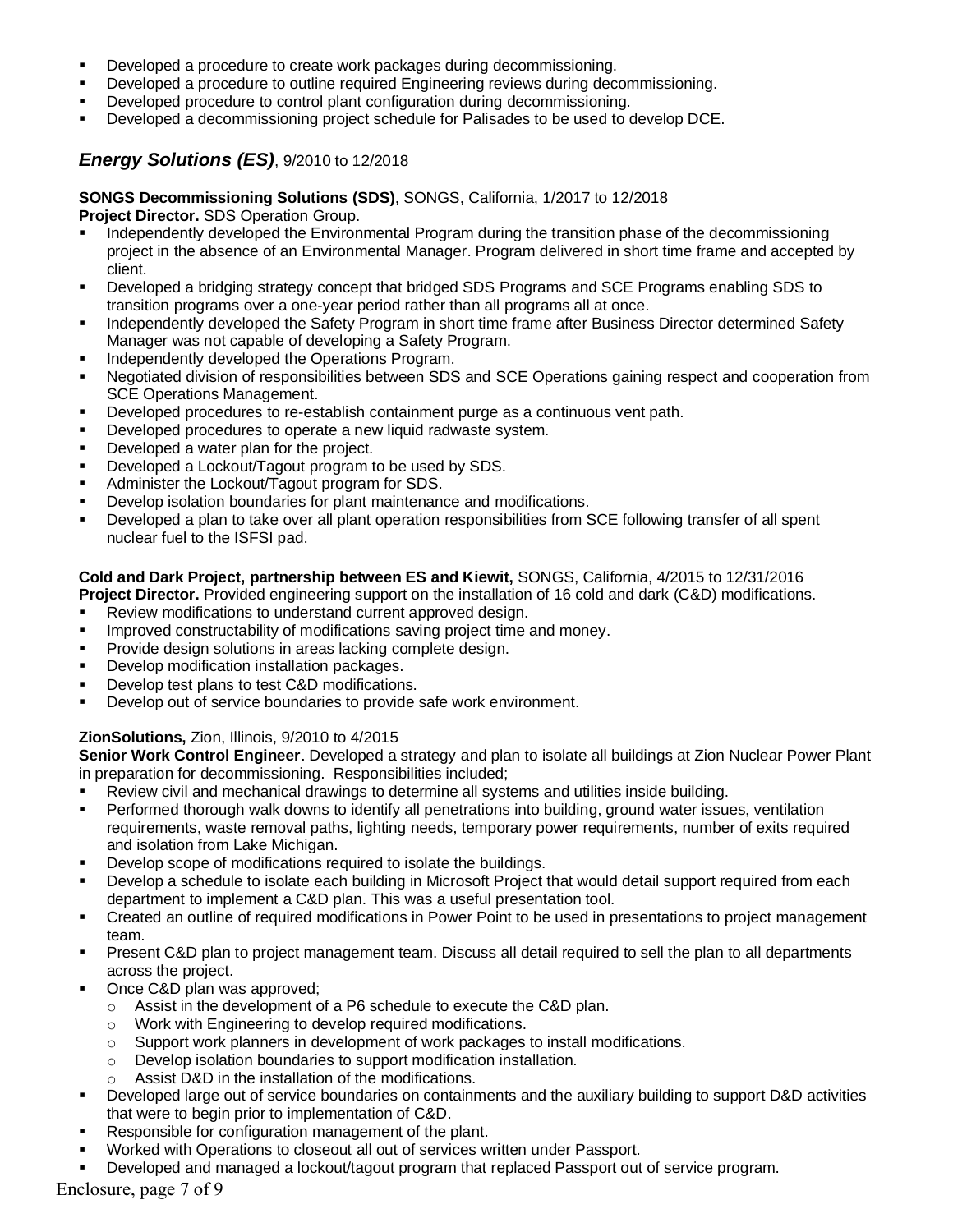- Developed a procedure to create work packages during decommissioning.
- Developed a procedure to outline required Engineering reviews during decommissioning.
- Developed procedure to control plant configuration during decommissioning.
- Developed a decommissioning project schedule for Palisades to be used to develop DCE.

## ***Energy Solutions (ES)***, 9/2010 to 12/2018

**SONGS Decommissioning Solutions (SDS)**, SONGS, California, 1/2017 to 12/2018
**Project Director.** SDS Operation Group.

- Independently developed the Environmental Program during the transition phase of the decommissioning project in the absence of an Environmental Manager. Program delivered in short time frame and accepted by client.
- Developed a bridging strategy concept that bridged SDS Programs and SCE Programs enabling SDS to transition programs over a one-year period rather than all programs all at once.
- Independently developed the Safety Program in short time frame after Business Director determined Safety Manager was not capable of developing a Safety Program.
- Independently developed the Operations Program.
- Negotiated division of responsibilities between SDS and SCE Operations gaining respect and cooperation from SCE Operations Management.
- Developed procedures to re-establish containment purge as a continuous vent path.
- Developed procedures to operate a new liquid radwaste system.
- Developed a water plan for the project.
- Developed a Lockout/Tagout program to be used by SDS.
- Administer the Lockout/Tagout program for SDS.
- Develop isolation boundaries for plant maintenance and modifications.
- Developed a plan to take over all plant operation responsibilities from SCE following transfer of all spent nuclear fuel to the ISFSI pad.

**Cold and Dark Project, partnership between ES and Kiewit,** SONGS, California, 4/2015 to 12/31/2016
**Project Director.** Provided engineering support on the installation of 16 cold and dark (C&D) modifications.

- Review modifications to understand current approved design.
- Improved constructability of modifications saving project time and money.
- Provide design solutions in areas lacking complete design.
- Develop modification installation packages.
- Develop test plans to test C&D modifications.
- Develop out of service boundaries to provide safe work environment.

**ZionSolutions,** Zion, Illinois, 9/2010 to 4/2015
**Senior Work Control Engineer**. Developed a strategy and plan to isolate all buildings at Zion Nuclear Power Plant in preparation for decommissioning. Responsibilities included;

- Review civil and mechanical drawings to determine all systems and utilities inside building.
- Performed thorough walk downs to identify all penetrations into building, ground water issues, ventilation requirements, waste removal paths, lighting needs, temporary power requirements, number of exits required and isolation from Lake Michigan.
- Develop scope of modifications required to isolate the buildings.
- Develop a schedule to isolate each building in Microsoft Project that would detail support required from each department to implement a C&D plan. This was a useful presentation tool.
- Created an outline of required modifications in Power Point to be used in presentations to project management team.
- Present C&D plan to project management team. Discuss all detail required to sell the plan to all departments across the project.
- Once C&D plan was approved;
  - Assist in the development of a P6 schedule to execute the C&D plan.
  - Work with Engineering to develop required modifications.
  - Support work planners in development of work packages to install modifications.
  - Develop isolation boundaries to support modification installation.
  - Assist D&D in the installation of the modifications.
- Developed large out of service boundaries on containments and the auxiliary building to support D&D activities that were to begin prior to implementation of C&D.
- Responsible for configuration management of the plant.
- Worked with Operations to closeout all out of services written under Passport.
- Developed and managed a lockout/tagout program that replaced Passport out of service program.

Enclosure, page 7 of 9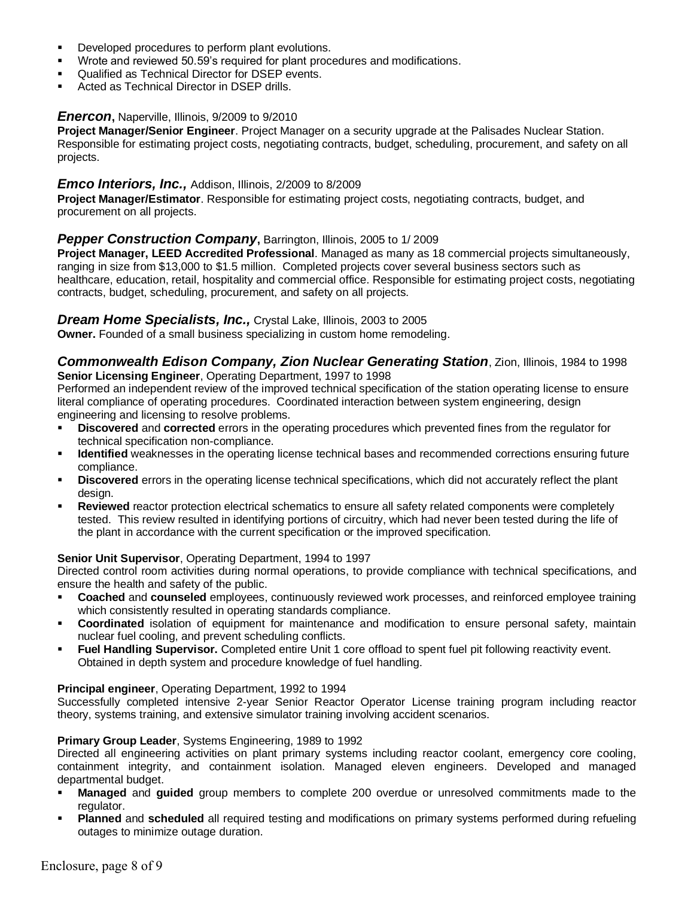- Developed procedures to perform plant evolutions.
- Wrote and reviewed 50.59's required for plant procedures and modifications.
- Qualified as Technical Director for DSEP events.
- Acted as Technical Director in DSEP drills.

***Enercon***, Naperville, Illinois, 9/2009 to 9/2010

**Project Manager/Senior Engineer**. Project Manager on a security upgrade at the Palisades Nuclear Station. Responsible for estimating project costs, negotiating contracts, budget, scheduling, procurement, and safety on all projects.

***Emco Interiors, Inc.,*** Addison, Illinois, 2/2009 to 8/2009

**Project Manager/Estimator**. Responsible for estimating project costs, negotiating contracts, budget, and procurement on all projects.

***Pepper Construction Company***, Barrington, Illinois, 2005 to 1/ 2009

**Project Manager, LEED Accredited Professional**. Managed as many as 18 commercial projects simultaneously, ranging in size from $13,000 to $1.5 million. Completed projects cover several business sectors such as healthcare, education, retail, hospitality and commercial office. Responsible for estimating project costs, negotiating contracts, budget, scheduling, procurement, and safety on all projects.

***Dream Home Specialists, Inc.,*** Crystal Lake, Illinois, 2003 to 2005

**Owner.** Founded of a small business specializing in custom home remodeling.

***Commonwealth Edison Company, Zion Nuclear Generating Station***, Zion, Illinois, 1984 to 1998

**Senior Licensing Engineer**, Operating Department, 1997 to 1998

Performed an independent review of the improved technical specification of the station operating license to ensure literal compliance of operating procedures. Coordinated interaction between system engineering, design engineering and licensing to resolve problems.

- **Discovered** and **corrected** errors in the operating procedures which prevented fines from the regulator for technical specification non-compliance.
- **Identified** weaknesses in the operating license technical bases and recommended corrections ensuring future compliance.
- **Discovered** errors in the operating license technical specifications, which did not accurately reflect the plant design.
- **Reviewed** reactor protection electrical schematics to ensure all safety related components were completely tested. This review resulted in identifying portions of circuitry, which had never been tested during the life of the plant in accordance with the current specification or the improved specification.

**Senior Unit Supervisor**, Operating Department, 1994 to 1997

Directed control room activities during normal operations, to provide compliance with technical specifications, and ensure the health and safety of the public.

- **Coached** and **counseled** employees, continuously reviewed work processes, and reinforced employee training which consistently resulted in operating standards compliance.
- **Coordinated** isolation of equipment for maintenance and modification to ensure personal safety, maintain nuclear fuel cooling, and prevent scheduling conflicts.
- **Fuel Handling Supervisor.** Completed entire Unit 1 core offload to spent fuel pit following reactivity event. Obtained in depth system and procedure knowledge of fuel handling.

**Principal engineer**, Operating Department, 1992 to 1994

Successfully completed intensive 2-year Senior Reactor Operator License training program including reactor theory, systems training, and extensive simulator training involving accident scenarios.

**Primary Group Leader**, Systems Engineering, 1989 to 1992

Directed all engineering activities on plant primary systems including reactor coolant, emergency core cooling, containment integrity, and containment isolation. Managed eleven engineers. Developed and managed departmental budget.

- **Managed** and **guided** group members to complete 200 overdue or unresolved commitments made to the regulator.
- **Planned** and **scheduled** all required testing and modifications on primary systems performed during refueling outages to minimize outage duration.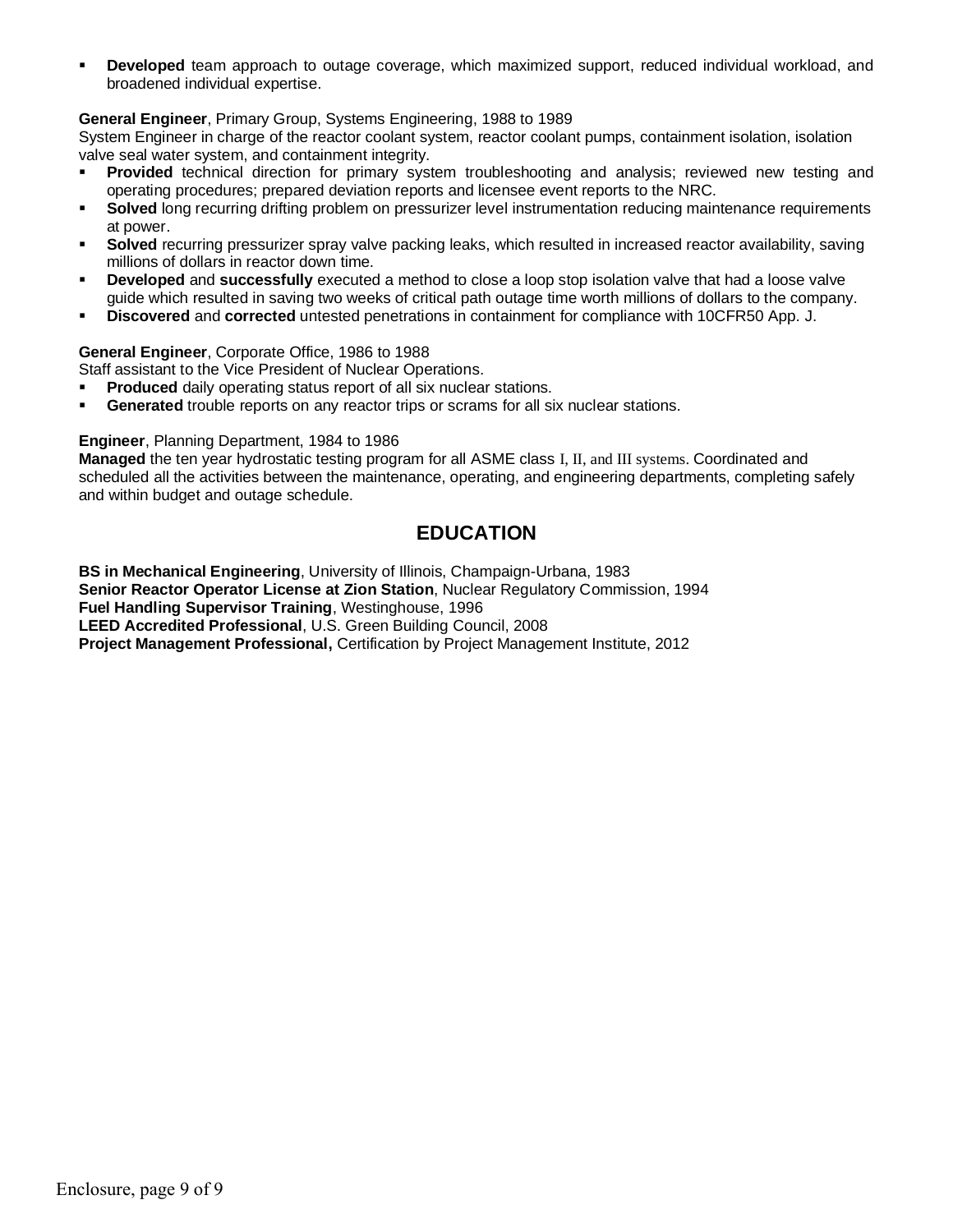- **Developed** team approach to outage coverage, which maximized support, reduced individual workload, and broadened individual expertise.

**General Engineer**, Primary Group, Systems Engineering, 1988 to 1989
System Engineer in charge of the reactor coolant system, reactor coolant pumps, containment isolation, isolation valve seal water system, and containment integrity.

- **Provided** technical direction for primary system troubleshooting and analysis; reviewed new testing and operating procedures; prepared deviation reports and licensee event reports to the NRC.
- **Solved** long recurring drifting problem on pressurizer level instrumentation reducing maintenance requirements at power.
- **Solved** recurring pressurizer spray valve packing leaks, which resulted in increased reactor availability, saving millions of dollars in reactor down time.
- **Developed** and **successfully** executed a method to close a loop stop isolation valve that had a loose valve guide which resulted in saving two weeks of critical path outage time worth millions of dollars to the company.
- **Discovered** and **corrected** untested penetrations in containment for compliance with 10CFR50 App. J.

**General Engineer**, Corporate Office, 1986 to 1988
Staff assistant to the Vice President of Nuclear Operations.

- **Produced** daily operating status report of all six nuclear stations.
- **Generated** trouble reports on any reactor trips or scrams for all six nuclear stations.

**Engineer**, Planning Department, 1984 to 1986
**Managed** the ten year hydrostatic testing program for all ASME class I, II, and III systems. Coordinated and scheduled all the activities between the maintenance, operating, and engineering departments, completing safely and within budget and outage schedule.

## EDUCATION

**BS in Mechanical Engineering**, University of Illinois, Champaign-Urbana, 1983
**Senior Reactor Operator License at Zion Station**, Nuclear Regulatory Commission, 1994
**Fuel Handling Supervisor Training**, Westinghouse, 1996
**LEED Accredited Professional**, U.S. Green Building Council, 2008
**Project Management Professional,** Certification by Project Management Institute, 2012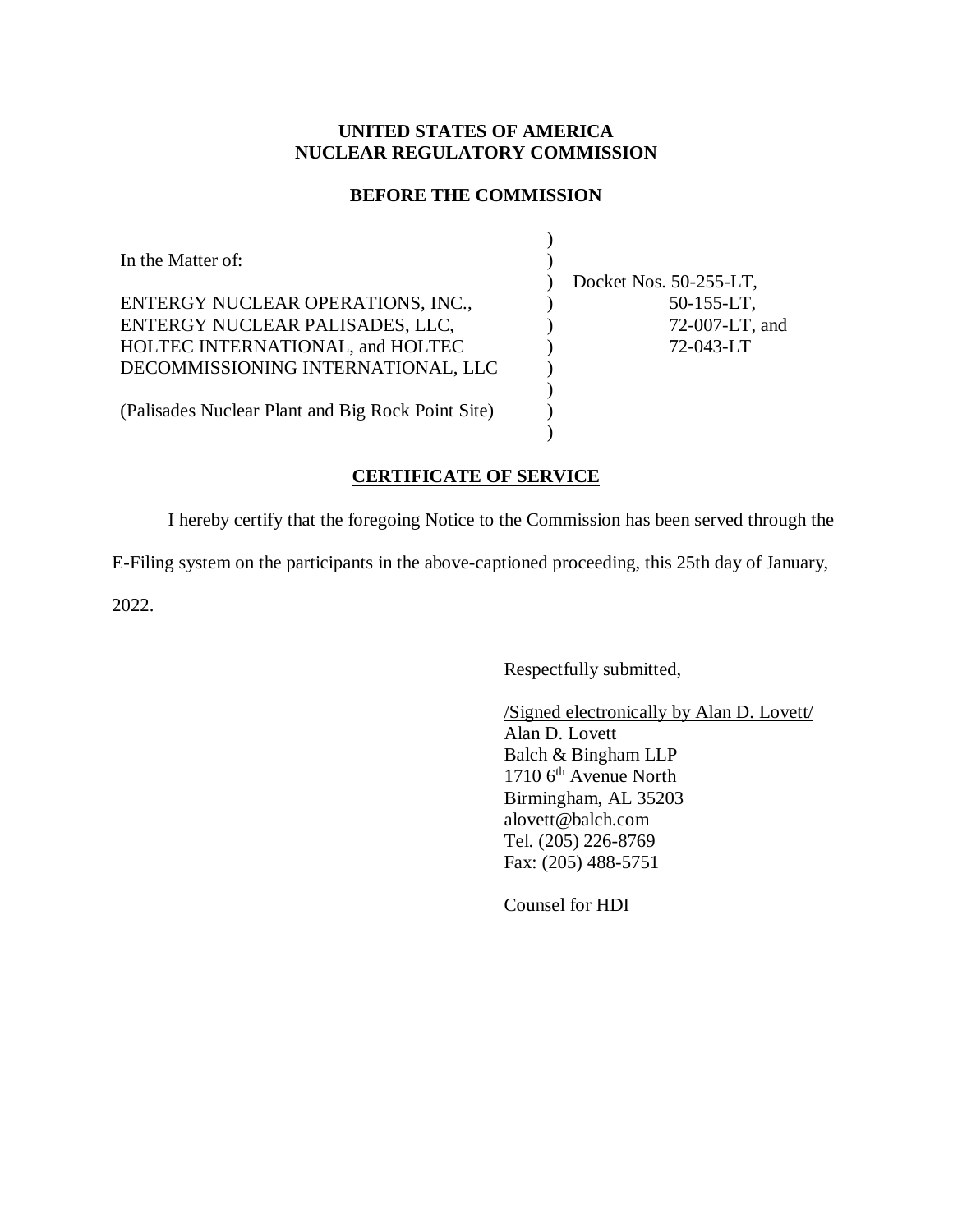**UNITED STATES OF AMERICA**
**NUCLEAR REGULATORY COMMISSION**

**BEFORE THE COMMISSION**

| | |
|---|---|
| In the Matter of: | |
| ENTERGY NUCLEAR OPERATIONS, INC., ENTERGY NUCLEAR PALISADES, LLC, HOLTEC INTERNATIONAL, and HOLTEC DECOMMISSIONING INTERNATIONAL, LLC | Docket Nos. 50-255-LT, 50-155-LT, 72-007-LT, and 72-043-LT |
| (Palisades Nuclear Plant and Big Rock Point Site) | |

**CERTIFICATE OF SERVICE**

I hereby certify that the foregoing Notice to the Commission has been served through the E-Filing system on the participants in the above-captioned proceeding, this 25th day of January, 2022.

Respectfully submitted,

/Signed electronically by Alan D. Lovett/
Alan D. Lovett
Balch & Bingham LLP
1710 6th Avenue North
Birmingham, AL 35203
alovett@balch.com
Tel. (205) 226-8769
Fax: (205) 488-5751

Counsel for HDI